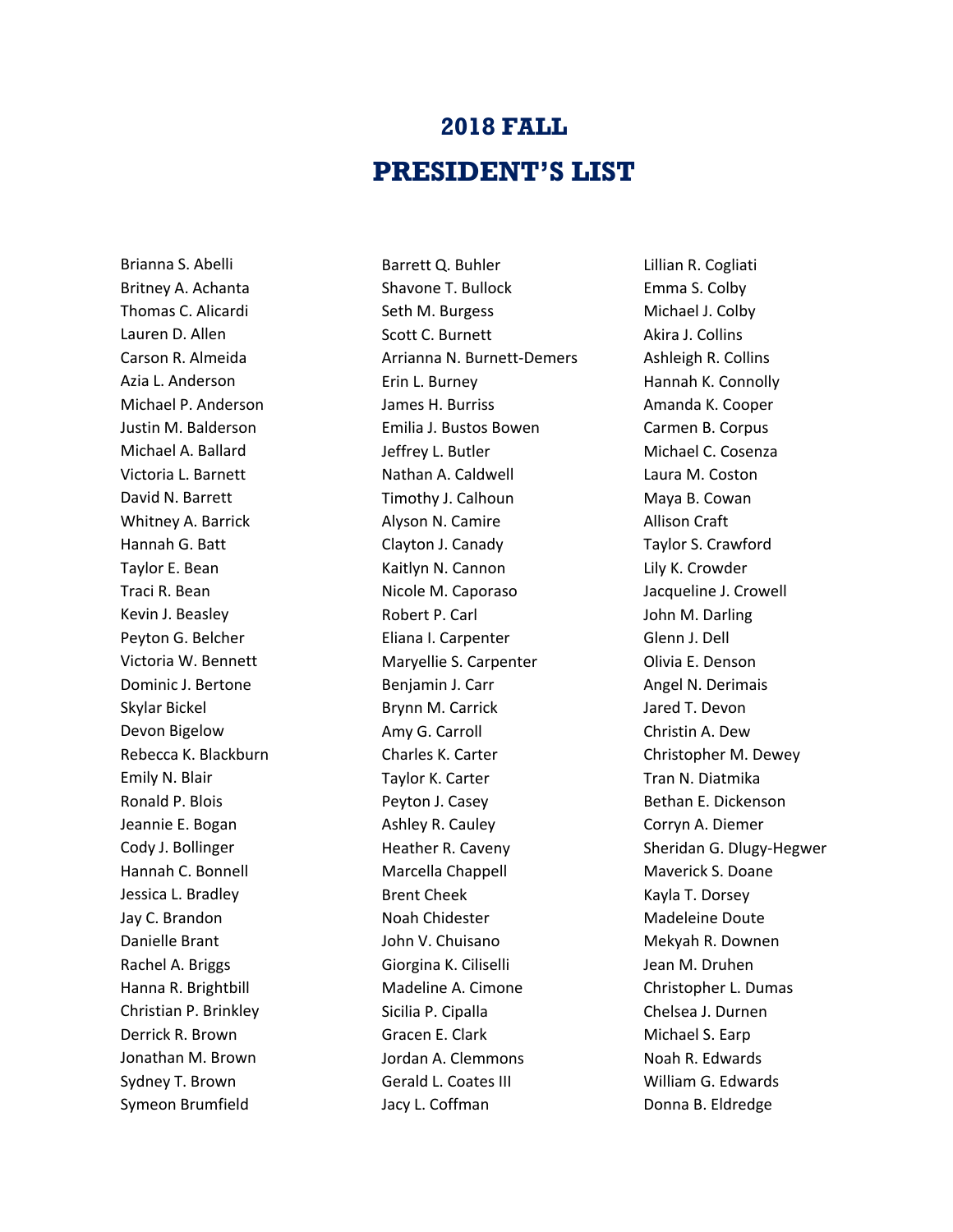# 2018 FALL
# PRESIDENT'S LIST

Brianna S. Abelli
Britney A. Achanta
Thomas C. Alicardi
Lauren D. Allen
Carson R. Almeida
Azia L. Anderson
Michael P. Anderson
Justin M. Balderson
Michael A. Ballard
Victoria L. Barnett
David N. Barrett
Whitney A. Barrick
Hannah G. Batt
Taylor E. Bean
Traci R. Bean
Kevin J. Beasley
Peyton G. Belcher
Victoria W. Bennett
Dominic J. Bertone
Skylar Bickel
Devon Bigelow
Rebecca K. Blackburn
Emily N. Blair
Ronald P. Blois
Jeannie E. Bogan
Cody J. Bollinger
Hannah C. Bonnell
Jessica L. Bradley
Jay C. Brandon
Danielle Brant
Rachel A. Briggs
Hanna R. Brightbill
Christian P. Brinkley
Derrick R. Brown
Jonathan M. Brown
Sydney T. Brown
Symeon Brumfield
Barrett Q. Buhler
Shavone T. Bullock
Seth M. Burgess
Scott C. Burnett
Arrianna N. Burnett-Demers
Erin L. Burney
James H. Burriss
Emilia J. Bustos Bowen
Jeffrey L. Butler
Nathan A. Caldwell
Timothy J. Calhoun
Alyson N. Camire
Clayton J. Canady
Kaitlyn N. Cannon
Nicole M. Caporaso
Robert P. Carl
Eliana I. Carpenter
Maryellie S. Carpenter
Benjamin J. Carr
Brynn M. Carrick
Amy G. Carroll
Charles K. Carter
Taylor K. Carter
Peyton J. Casey
Ashley R. Cauley
Heather R. Caveny
Marcella Chappell
Brent Cheek
Noah Chidester
John V. Chuisano
Giorgina K. Ciliselli
Madeline A. Cimone
Sicilia P. Cipalla
Gracen E. Clark
Jordan A. Clemmons
Gerald L. Coates III
Jacy L. Coffman
Lillian R. Cogliati
Emma S. Colby
Michael J. Colby
Akira J. Collins
Ashleigh R. Collins
Hannah K. Connolly
Amanda K. Cooper
Carmen B. Corpus
Michael C. Cosenza
Laura M. Coston
Maya B. Cowan
Allison Craft
Taylor S. Crawford
Lily K. Crowder
Jacqueline J. Crowell
John M. Darling
Glenn J. Dell
Olivia E. Denson
Angel N. Derimais
Jared T. Devon
Christin A. Dew
Christopher M. Dewey
Tran N. Diatmika
Bethan E. Dickenson
Corryn A. Diemer
Sheridan G. Dlugy-Hegwer
Maverick S. Doane
Kayla T. Dorsey
Madeleine Doute
Mekyah R. Downen
Jean M. Druhen
Christopher L. Dumas
Chelsea J. Durnen
Michael S. Earp
Noah R. Edwards
William G. Edwards
Donna B. Eldredge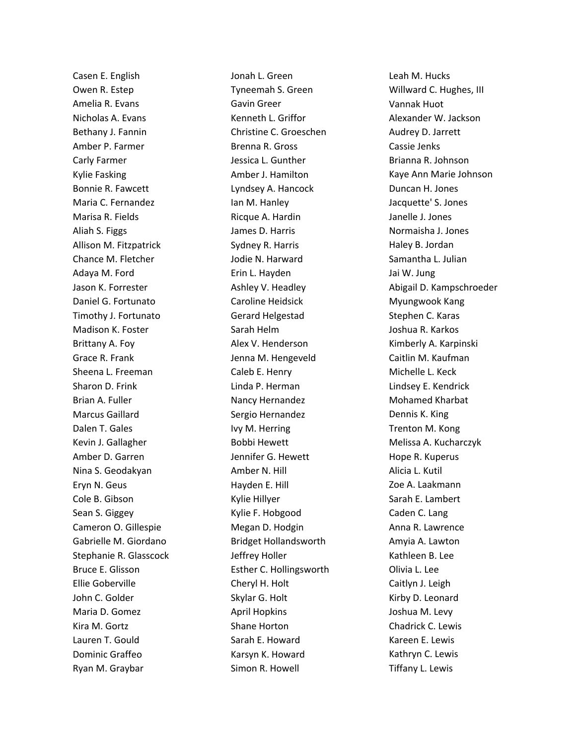Casen E. English
Owen R. Estep
Amelia R. Evans
Nicholas A. Evans
Bethany J. Fannin
Amber P. Farmer
Carly Farmer
Kylie Fasking
Bonnie R. Fawcett
Maria C. Fernandez
Marisa R. Fields
Aliah S. Figgs
Allison M. Fitzpatrick
Chance M. Fletcher
Adaya M. Ford
Jason K. Forrester
Daniel G. Fortunato
Timothy J. Fortunato
Madison K. Foster
Brittany A. Foy
Grace R. Frank
Sheena L. Freeman
Sharon D. Frink
Brian A. Fuller
Marcus Gaillard
Dalen T. Gales
Kevin J. Gallagher
Amber D. Garren
Nina S. Geodakyan
Eryn N. Geus
Cole B. Gibson
Sean S. Giggey
Cameron O. Gillespie
Gabrielle M. Giordano
Stephanie R. Glasscock
Bruce E. Glisson
Ellie Goberville
John C. Golder
Maria D. Gomez
Kira M. Gortz
Lauren T. Gould
Dominic Graffeo
Ryan M. Graybar
Jonah L. Green
Tyneemah S. Green
Gavin Greer
Kenneth L. Griffor
Christine C. Groeschen
Brenna R. Gross
Jessica L. Gunther
Amber J. Hamilton
Lyndsey A. Hancock
Ian M. Hanley
Ricque A. Hardin
James D. Harris
Sydney R. Harris
Jodie N. Harward
Erin L. Hayden
Ashley V. Headley
Caroline Heidsick
Gerard Helgestad
Sarah Helm
Alex V. Henderson
Jenna M. Hengeveld
Caleb E. Henry
Linda P. Herman
Nancy Hernandez
Sergio Hernandez
Ivy M. Herring
Bobbi Hewett
Jennifer G. Hewett
Amber N. Hill
Hayden E. Hill
Kylie Hillyer
Kylie F. Hobgood
Megan D. Hodgin
Bridget Hollandsworth
Jeffrey Holler
Esther C. Hollingsworth
Cheryl H. Holt
Skylar G. Holt
April Hopkins
Shane Horton
Sarah E. Howard
Karsyn K. Howard
Simon R. Howell
Leah M. Hucks
Willward C. Hughes, III
Vannak Huot
Alexander W. Jackson
Audrey D. Jarrett
Cassie Jenks
Brianna R. Johnson
Kaye Ann Marie Johnson
Duncan H. Jones
Jacquette' S. Jones
Janelle J. Jones
Normaisha J. Jones
Haley B. Jordan
Samantha L. Julian
Jai W. Jung
Abigail D. Kampschroeder
Myungwook Kang
Stephen C. Karas
Joshua R. Karkos
Kimberly A. Karpinski
Caitlin M. Kaufman
Michelle L. Keck
Lindsey E. Kendrick
Mohamed Kharbat
Dennis K. King
Trenton M. Kong
Melissa A. Kucharczyk
Hope R. Kuperus
Alicia L. Kutil
Zoe A. Laakmann
Sarah E. Lambert
Caden C. Lang
Anna R. Lawrence
Amyia A. Lawton
Kathleen B. Lee
Olivia L. Lee
Caitlyn J. Leigh
Kirby D. Leonard
Joshua M. Levy
Chadrick C. Lewis
Kareen E. Lewis
Kathryn C. Lewis
Tiffany L. Lewis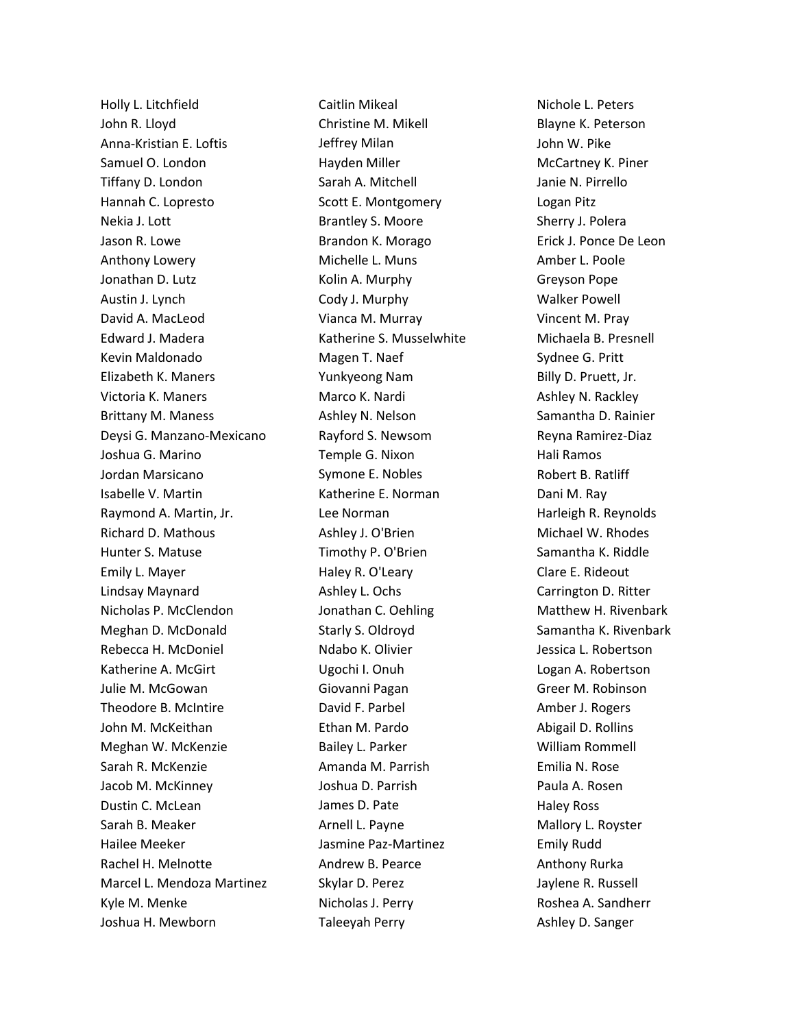Holly L. Litchfield
John R. Lloyd
Anna-Kristian E. Loftis
Samuel O. London
Tiffany D. London
Hannah C. Lopresto
Nekia J. Lott
Jason R. Lowe
Anthony Lowery
Jonathan D. Lutz
Austin J. Lynch
David A. MacLeod
Edward J. Madera
Kevin Maldonado
Elizabeth K. Maners
Victoria K. Maners
Brittany M. Maness
Deysi G. Manzano-Mexicano
Joshua G. Marino
Jordan Marsicano
Isabelle V. Martin
Raymond A. Martin, Jr.
Richard D. Mathous
Hunter S. Matuse
Emily L. Mayer
Lindsay Maynard
Nicholas P. McClendon
Meghan D. McDonald
Rebecca H. McDoniel
Katherine A. McGirt
Julie M. McGowan
Theodore B. McIntire
John M. McKeithan
Meghan W. McKenzie
Sarah R. McKenzie
Jacob M. McKinney
Dustin C. McLean
Sarah B. Meaker
Hailee Meeker
Rachel H. Melnotte
Marcel L. Mendoza Martinez
Kyle M. Menke
Joshua H. Mewborn
Caitlin Mikeal
Christine M. Mikell
Jeffrey Milan
Hayden Miller
Sarah A. Mitchell
Scott E. Montgomery
Brantley S. Moore
Brandon K. Morago
Michelle L. Muns
Kolin A. Murphy
Cody J. Murphy
Vianca M. Murray
Katherine S. Musselwhite
Magen T. Naef
Yunkyeong Nam
Marco K. Nardi
Ashley N. Nelson
Rayford S. Newsom
Temple G. Nixon
Symone E. Nobles
Katherine E. Norman
Lee Norman
Ashley J. O'Brien
Timothy P. O'Brien
Haley R. O'Leary
Ashley L. Ochs
Jonathan C. Oehling
Starly S. Oldroyd
Ndabo K. Olivier
Ugochi I. Onuh
Giovanni Pagan
David F. Parbel
Ethan M. Pardo
Bailey L. Parker
Amanda M. Parrish
Joshua D. Parrish
James D. Pate
Arnell L. Payne
Jasmine Paz-Martinez
Andrew B. Pearce
Skylar D. Perez
Nicholas J. Perry
Taleeyah Perry
Nichole L. Peters
Blayne K. Peterson
John W. Pike
McCartney K. Piner
Janie N. Pirrello
Logan Pitz
Sherry J. Polera
Erick J. Ponce De Leon
Amber L. Poole
Greyson Pope
Walker Powell
Vincent M. Pray
Michaela B. Presnell
Sydnee G. Pritt
Billy D. Pruett, Jr.
Ashley N. Rackley
Samantha D. Rainier
Reyna Ramirez-Diaz
Hali Ramos
Robert B. Ratliff
Dani M. Ray
Harleigh R. Reynolds
Michael W. Rhodes
Samantha K. Riddle
Clare E. Rideout
Carrington D. Ritter
Matthew H. Rivenbark
Samantha K. Rivenbark
Jessica L. Robertson
Logan A. Robertson
Greer M. Robinson
Amber J. Rogers
Abigail D. Rollins
William Rommell
Emilia N. Rose
Paula A. Rosen
Haley Ross
Mallory L. Royster
Emily Rudd
Anthony Rurka
Jaylene R. Russell
Roshea A. Sandherr
Ashley D. Sanger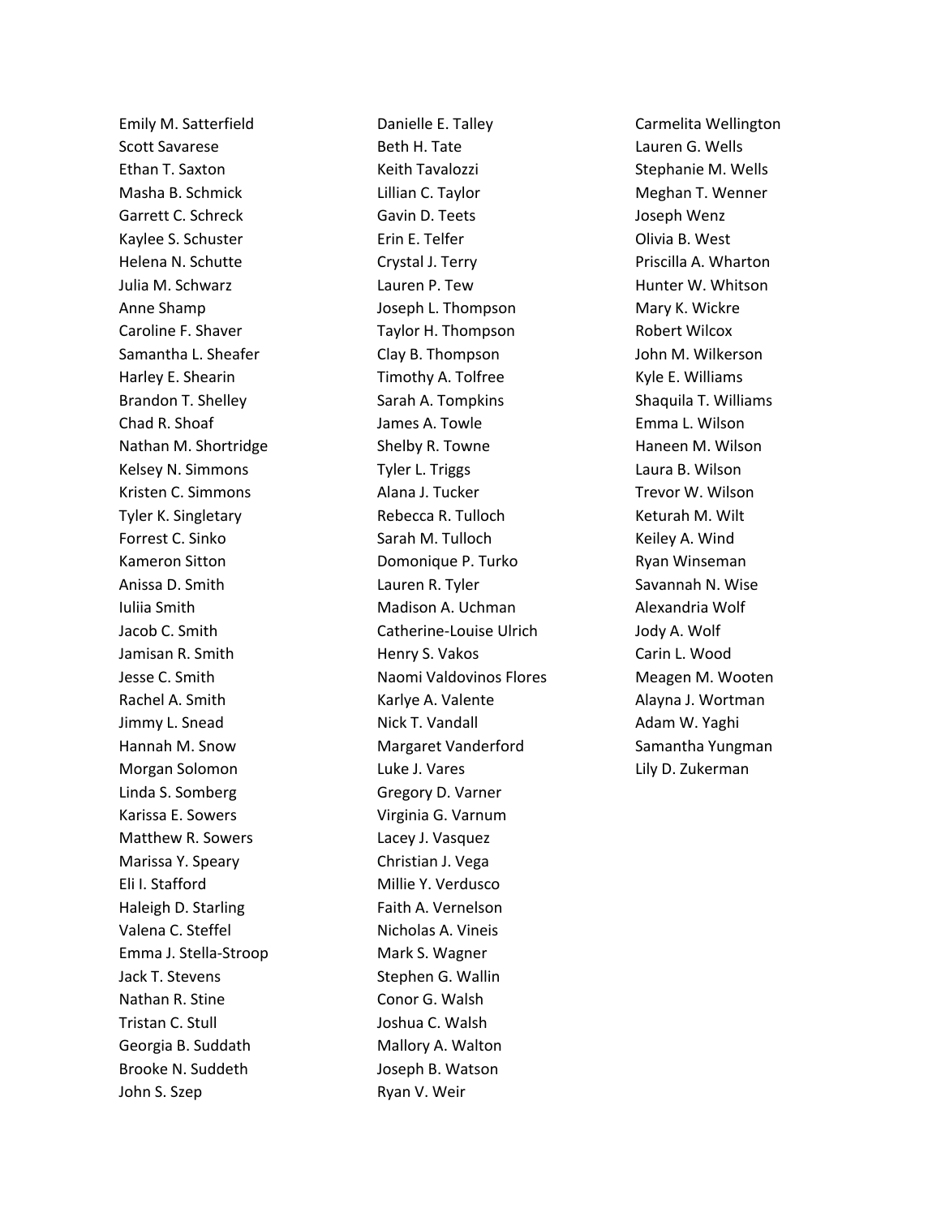Emily M. Satterfield
Scott Savarese
Ethan T. Saxton
Masha B. Schmick
Garrett C. Schreck
Kaylee S. Schuster
Helena N. Schutte
Julia M. Schwarz
Anne Shamp
Caroline F. Shaver
Samantha L. Sheafer
Harley E. Shearin
Brandon T. Shelley
Chad R. Shoaf
Nathan M. Shortridge
Kelsey N. Simmons
Kristen C. Simmons
Tyler K. Singletary
Forrest C. Sinko
Kameron Sitton
Anissa D. Smith
Iuliia Smith
Jacob C. Smith
Jamisan R. Smith
Jesse C. Smith
Rachel A. Smith
Jimmy L. Snead
Hannah M. Snow
Morgan Solomon
Linda S. Somberg
Karissa E. Sowers
Matthew R. Sowers
Marissa Y. Speary
Eli I. Stafford
Haleigh D. Starling
Valena C. Steffel
Emma J. Stella-Stroop
Jack T. Stevens
Nathan R. Stine
Tristan C. Stull
Georgia B. Suddath
Brooke N. Suddeth
John S. Szep
Danielle E. Talley
Beth H. Tate
Keith Tavalozzi
Lillian C. Taylor
Gavin D. Teets
Erin E. Telfer
Crystal J. Terry
Lauren P. Tew
Joseph L. Thompson
Taylor H. Thompson
Clay B. Thompson
Timothy A. Tolfree
Sarah A. Tompkins
James A. Towle
Shelby R. Towne
Tyler L. Triggs
Alana J. Tucker
Rebecca R. Tulloch
Sarah M. Tulloch
Domonique P. Turko
Lauren R. Tyler
Madison A. Uchman
Catherine-Louise Ulrich
Henry S. Vakos
Naomi Valdovinos Flores
Karlye A. Valente
Nick T. Vandall
Margaret Vanderford
Luke J. Vares
Gregory D. Varner
Virginia G. Varnum
Lacey J. Vasquez
Christian J. Vega
Millie Y. Verdusco
Faith A. Vernelson
Nicholas A. Vineis
Mark S. Wagner
Stephen G. Wallin
Conor G. Walsh
Joshua C. Walsh
Mallory A. Walton
Joseph B. Watson
Ryan V. Weir
Carmelita Wellington
Lauren G. Wells
Stephanie M. Wells
Meghan T. Wenner
Joseph Wenz
Olivia B. West
Priscilla A. Wharton
Hunter W. Whitson
Mary K. Wickre
Robert Wilcox
John M. Wilkerson
Kyle E. Williams
Shaquila T. Williams
Emma L. Wilson
Haneen M. Wilson
Laura B. Wilson
Trevor W. Wilson
Keturah M. Wilt
Keiley A. Wind
Ryan Winseman
Savannah N. Wise
Alexandria Wolf
Jody A. Wolf
Carin L. Wood
Meagen M. Wooten
Alayna J. Wortman
Adam W. Yaghi
Samantha Yungman
Lily D. Zukerman